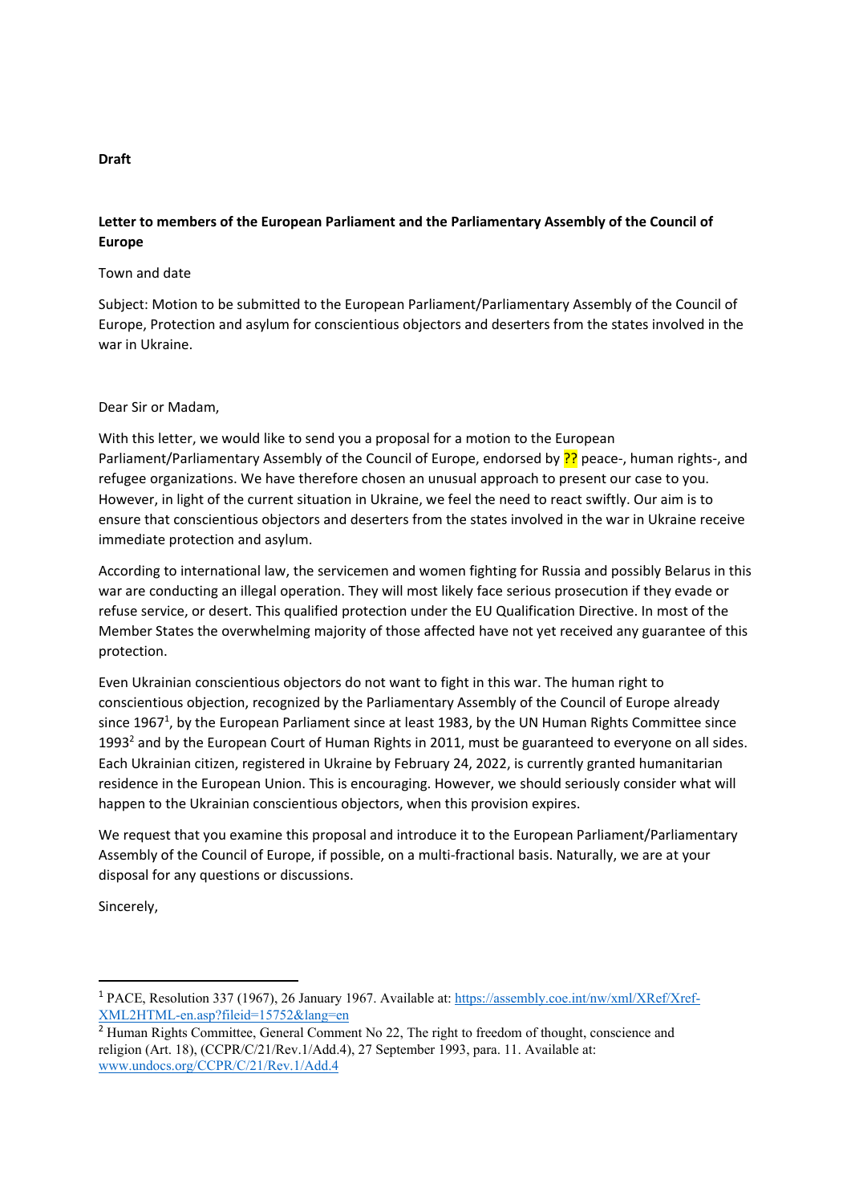**Draft**

**Letter to members of the European Parliament and the Parliamentary Assembly of the Council of Europe**

Town and date

Subject: Motion to be submitted to the European Parliament/Parliamentary Assembly of the Council of Europe, Protection and asylum for conscientious objectors and deserters from the states involved in the war in Ukraine.

Dear Sir or Madam,

With this letter, we would like to send you a proposal for a motion to the European Parliament/Parliamentary Assembly of the Council of Europe, endorsed by ?? peace-, human rights-, and refugee organizations. We have therefore chosen an unusual approach to present our case to you. However, in light of the current situation in Ukraine, we feel the need to react swiftly. Our aim is to ensure that conscientious objectors and deserters from the states involved in the war in Ukraine receive immediate protection and asylum.

According to international law, the servicemen and women fighting for Russia and possibly Belarus in this war are conducting an illegal operation. They will most likely face serious prosecution if they evade or refuse service, or desert. This qualified protection under the EU Qualification Directive. In most of the Member States the overwhelming majority of those affected have not yet received any guarantee of this protection.

Even Ukrainian conscientious objectors do not want to fight in this war. The human right to conscientious objection, recognized by the Parliamentary Assembly of the Council of Europe already since 1967[1], by the European Parliament since at least 1983, by the UN Human Rights Committee since 1993[2] and by the European Court of Human Rights in 2011, must be guaranteed to everyone on all sides. Each Ukrainian citizen, registered in Ukraine by February 24, 2022, is currently granted humanitarian residence in the European Union. This is encouraging. However, we should seriously consider what will happen to the Ukrainian conscientious objectors, when this provision expires.

We request that you examine this proposal and introduce it to the European Parliament/Parliamentary Assembly of the Council of Europe, if possible, on a multi-fractional basis. Naturally, we are at your disposal for any questions or discussions.

Sincerely,

---

[1] PACE, Resolution 337 (1967), 26 January 1967. Available at: https://assembly.coe.int/nw/xml/XRef/Xref-XML2HTML-en.asp?fileid=15752&lang=en

[2] Human Rights Committee, General Comment No 22, The right to freedom of thought, conscience and religion (Art. 18), (CCPR/C/21/Rev.1/Add.4), 27 September 1993, para. 11. Available at: www.undocs.org/CCPR/C/21/Rev.1/Add.4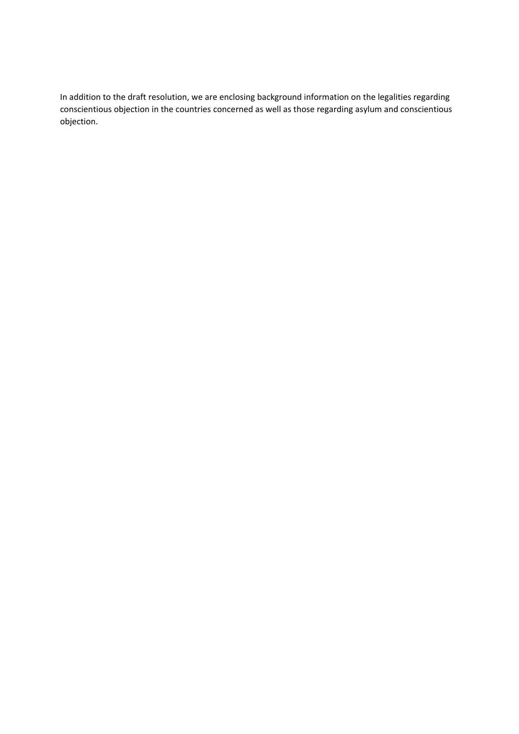In addition to the draft resolution, we are enclosing background information on the legalities regarding conscientious objection in the countries concerned as well as those regarding asylum and conscientious objection.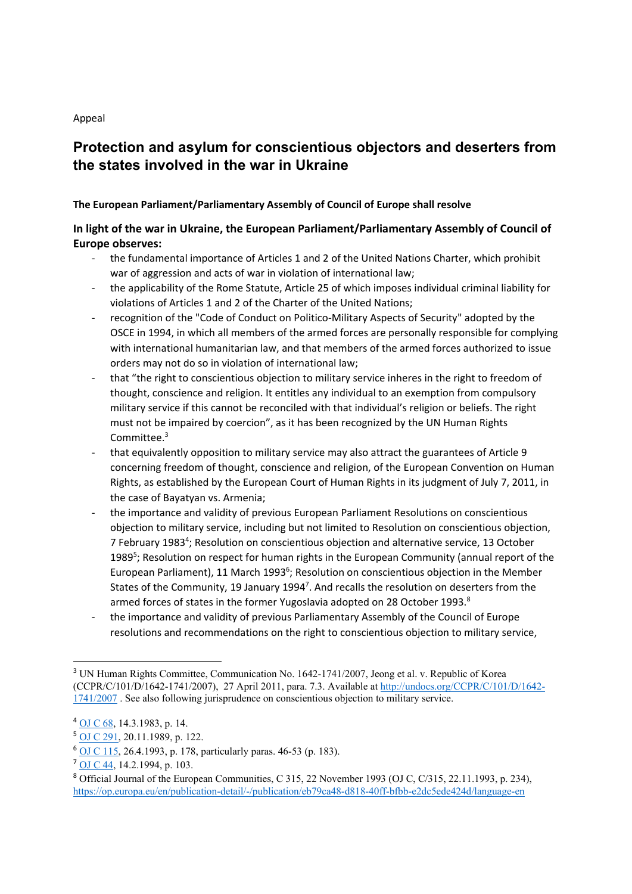Appeal

# Protection and asylum for conscientious objectors and deserters from the states involved in the war in Ukraine

**The European Parliament/Parliamentary Assembly of Council of Europe shall resolve**

## In light of the war in Ukraine, the European Parliament/Parliamentary Assembly of Council of Europe observes:

- the fundamental importance of Articles 1 and 2 of the United Nations Charter, which prohibit war of aggression and acts of war in violation of international law;
- the applicability of the Rome Statute, Article 25 of which imposes individual criminal liability for violations of Articles 1 and 2 of the Charter of the United Nations;
- recognition of the "Code of Conduct on Politico-Military Aspects of Security" adopted by the OSCE in 1994, in which all members of the armed forces are personally responsible for complying with international humanitarian law, and that members of the armed forces authorized to issue orders may not do so in violation of international law;
- that "the right to conscientious objection to military service inheres in the right to freedom of thought, conscience and religion. It entitles any individual to an exemption from compulsory military service if this cannot be reconciled with that individual's religion or beliefs. The right must not be impaired by coercion", as it has been recognized by the UN Human Rights Committee.[3]
- that equivalently opposition to military service may also attract the guarantees of Article 9 concerning freedom of thought, conscience and religion, of the European Convention on Human Rights, as established by the European Court of Human Rights in its judgment of July 7, 2011, in the case of Bayatyan vs. Armenia;
- the importance and validity of previous European Parliament Resolutions on conscientious objection to military service, including but not limited to Resolution on conscientious objection, 7 February 1983[4]; Resolution on conscientious objection and alternative service, 13 October 1989[5]; Resolution on respect for human rights in the European Community (annual report of the European Parliament), 11 March 1993[6]; Resolution on conscientious objection in the Member States of the Community, 19 January 1994[7]. And recalls the resolution on deserters from the armed forces of states in the former Yugoslavia adopted on 28 October 1993.[8]
- the importance and validity of previous Parliamentary Assembly of the Council of Europe resolutions and recommendations on the right to conscientious objection to military service,

---

[3] UN Human Rights Committee, Communication No. 1642-1741/2007, Jeong et al. v. Republic of Korea (CCPR/C/101/D/1642-1741/2007), 27 April 2011, para. 7.3. Available at http://undocs.org/CCPR/C/101/D/1642-1741/2007 . See also following jurisprudence on conscientious objection to military service.

[4] OJ C 68, 14.3.1983, p. 14.

[5] OJ C 291, 20.11.1989, p. 122.

[6] OJ C 115, 26.4.1993, p. 178, particularly paras. 46-53 (p. 183).

[7] OJ C 44, 14.2.1994, p. 103.

[8] Official Journal of the European Communities, C 315, 22 November 1993 (OJ C, C/315, 22.11.1993, p. 234), https://op.europa.eu/en/publication-detail/-/publication/eb79ca48-d818-40ff-bfbb-e2dc5ede424d/language-en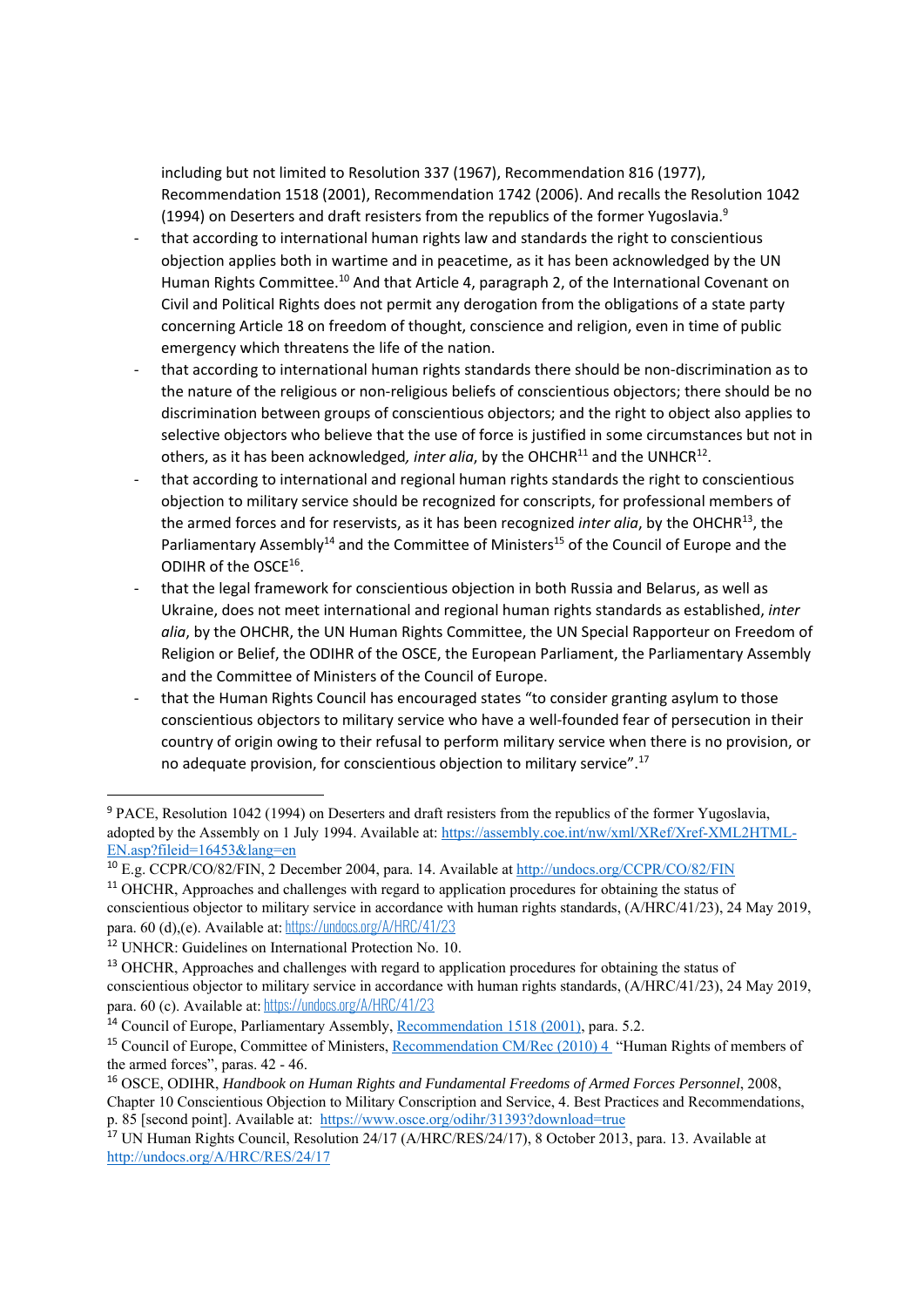including but not limited to Resolution 337 (1967), Recommendation 816 (1977), Recommendation 1518 (2001), Recommendation 1742 (2006). And recalls the Resolution 1042 (1994) on Deserters and draft resisters from the republics of the former Yugoslavia.[9]

- that according to international human rights law and standards the right to conscientious objection applies both in wartime and in peacetime, as it has been acknowledged by the UN Human Rights Committee.[10] And that Article 4, paragraph 2, of the International Covenant on Civil and Political Rights does not permit any derogation from the obligations of a state party concerning Article 18 on freedom of thought, conscience and religion, even in time of public emergency which threatens the life of the nation.
- that according to international human rights standards there should be non-discrimination as to the nature of the religious or non-religious beliefs of conscientious objectors; there should be no discrimination between groups of conscientious objectors; and the right to object also applies to selective objectors who believe that the use of force is justified in some circumstances but not in others, as it has been acknowledged, *inter alia*, by the OHCHR[11] and the UNHCR[12].
- that according to international and regional human rights standards the right to conscientious objection to military service should be recognized for conscripts, for professional members of the armed forces and for reservists, as it has been recognized *inter alia*, by the OHCHR[13], the Parliamentary Assembly[14] and the Committee of Ministers[15] of the Council of Europe and the ODIHR of the OSCE[16].
- that the legal framework for conscientious objection in both Russia and Belarus, as well as Ukraine, does not meet international and regional human rights standards as established, *inter alia*, by the OHCHR, the UN Human Rights Committee, the UN Special Rapporteur on Freedom of Religion or Belief, the ODIHR of the OSCE, the European Parliament, the Parliamentary Assembly and the Committee of Ministers of the Council of Europe.
- that the Human Rights Council has encouraged states "to consider granting asylum to those conscientious objectors to military service who have a well-founded fear of persecution in their country of origin owing to their refusal to perform military service when there is no provision, or no adequate provision, for conscientious objection to military service".[17]

---

[9] PACE, Resolution 1042 (1994) on Deserters and draft resisters from the republics of the former Yugoslavia, adopted by the Assembly on 1 July 1994. Available at: https://assembly.coe.int/nw/xml/XRef/Xref-XML2HTML-EN.asp?fileid=16453&lang=en

[10] E.g. CCPR/CO/82/FIN, 2 December 2004, para. 14. Available at http://undocs.org/CCPR/CO/82/FIN

[11] OHCHR, Approaches and challenges with regard to application procedures for obtaining the status of conscientious objector to military service in accordance with human rights standards, (A/HRC/41/23), 24 May 2019, para. 60 (d),(e). Available at: https://undocs.org/A/HRC/41/23

[12] UNHCR: Guidelines on International Protection No. 10.

[13] OHCHR, Approaches and challenges with regard to application procedures for obtaining the status of conscientious objector to military service in accordance with human rights standards, (A/HRC/41/23), 24 May 2019, para. 60 (c). Available at: https://undocs.org/A/HRC/41/23

[14] Council of Europe, Parliamentary Assembly, Recommendation 1518 (2001), para. 5.2.

[15] Council of Europe, Committee of Ministers, Recommendation CM/Rec (2010) 4 "Human Rights of members of the armed forces", paras. 42 - 46.

[16] OSCE, ODIHR, *Handbook on Human Rights and Fundamental Freedoms of Armed Forces Personnel*, 2008, Chapter 10 Conscientious Objection to Military Conscription and Service, 4. Best Practices and Recommendations, p. 85 [second point]. Available at: https://www.osce.org/odihr/31393?download=true

[17] UN Human Rights Council, Resolution 24/17 (A/HRC/RES/24/17), 8 October 2013, para. 13. Available at http://undocs.org/A/HRC/RES/24/17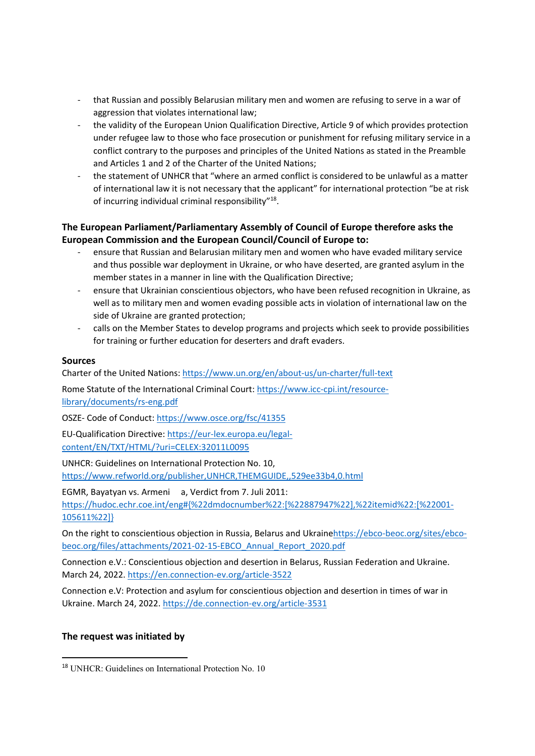- that Russian and possibly Belarusian military men and women are refusing to serve in a war of aggression that violates international law;
- the validity of the European Union Qualification Directive, Article 9 of which provides protection under refugee law to those who face prosecution or punishment for refusing military service in a conflict contrary to the purposes and principles of the United Nations as stated in the Preamble and Articles 1 and 2 of the Charter of the United Nations;
- the statement of UNHCR that "where an armed conflict is considered to be unlawful as a matter of international law it is not necessary that the applicant" for international protection "be at risk of incurring individual criminal responsibility"[18].

**The European Parliament/Parliamentary Assembly of Council of Europe therefore asks the European Commission and the European Council/Council of Europe to:**

- ensure that Russian and Belarusian military men and women who have evaded military service and thus possible war deployment in Ukraine, or who have deserted, are granted asylum in the member states in a manner in line with the Qualification Directive;
- ensure that Ukrainian conscientious objectors, who have been refused recognition in Ukraine, as well as to military men and women evading possible acts in violation of international law on the side of Ukraine are granted protection;
- calls on the Member States to develop programs and projects which seek to provide possibilities for training or further education for deserters and draft evaders.

**Sources**

Charter of the United Nations: https://www.un.org/en/about-us/un-charter/full-text

Rome Statute of the International Criminal Court: https://www.icc-cpi.int/resource-library/documents/rs-eng.pdf

OSZE- Code of Conduct: https://www.osce.org/fsc/41355

EU-Qualification Directive: https://eur-lex.europa.eu/legal-content/EN/TXT/HTML/?uri=CELEX:32011L0095

UNHCR: Guidelines on International Protection No. 10, https://www.refworld.org/publisher,UNHCR,THEMGUIDE,,529ee33b4,0.html

EGMR, Bayatyan vs. Armeni a, Verdict from 7. Juli 2011: https://hudoc.echr.coe.int/eng#{%22dmdocnumber%22:[%22887947%22],%22itemid%22:[%22001-105611%22]}

On the right to conscientious objection in Russia, Belarus and Ukrainehttps://ebco-beoc.org/sites/ebco-beoc.org/files/attachments/2021-02-15-EBCO_Annual_Report_2020.pdf

Connection e.V.: Conscientious objection and desertion in Belarus, Russian Federation and Ukraine. March 24, 2022. https://en.connection-ev.org/article-3522

Connection e.V: Protection and asylum for conscientious objection and desertion in times of war in Ukraine. March 24, 2022. https://de.connection-ev.org/article-3531

**The request was initiated by**

[18] UNHCR: Guidelines on International Protection No. 10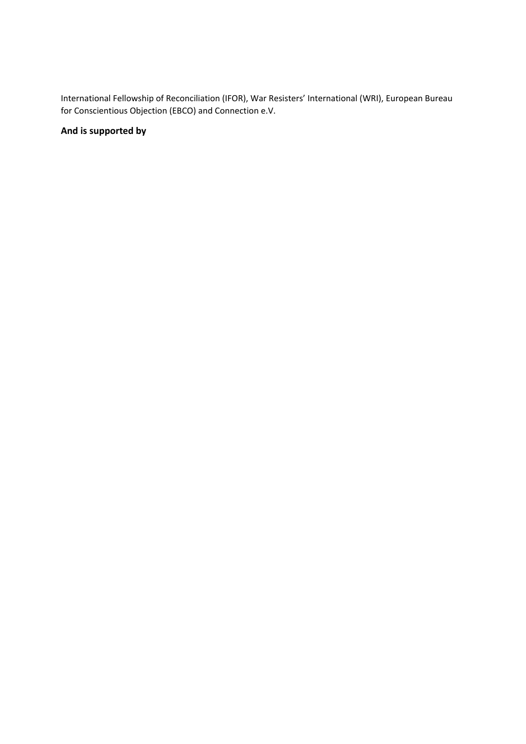International Fellowship of Reconciliation (IFOR), War Resisters' International (WRI), European Bureau for Conscientious Objection (EBCO) and Connection e.V.

**And is supported by**